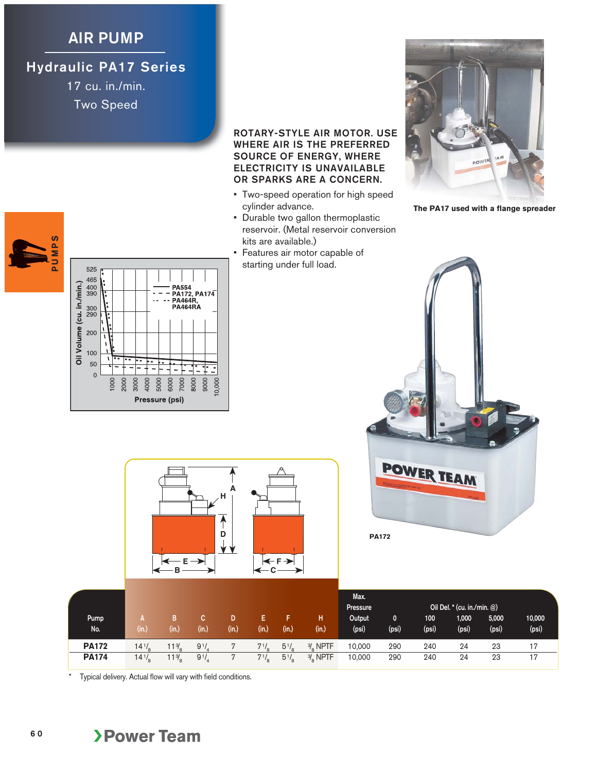# AIR PUMP

## Hydraulic PA17 Series

17 cu. in./min.

Two Speed

**ROTARY-STYLE AIR MOTOR. USE WHERE AIR IS THE PREFERRED SOURCE OF ENERGY, WHERE ELECTRICITY IS UNAVAILABLE OR SPARKS ARE A CONCERN.**

- Two-speed operation for high speed cylinder advance.
- Durable two gallon thermoplastic reservoir. (Metal reservoir conversion kits are available.)
- Features air motor capable of starting under full load.

**The PA17 used with a flange spreader**

**PA172**

| Pump No. | A (in.) | B (in.) | C (in.) | D (in.) | E (in.) | F (in.) | H (in.) | Max. Pressure Output (psi) | Oil Del. * (cu. in./min. @) 0 (psi) | 100 (psi) | 1,000 (psi) | 5,000 (psi) | 10,000 (psi) |
|---|---|---|---|---|---|---|---|---|---|---|---|---|---|
| **PA172** | 14 1/8 | 11 3/8 | 9 1/4 | 7 | 7 1/8 | 5 1/8 | 3/8 NPTF | 10,000 | 290 | 240 | 24 | 23 | 17 |
| **PA174** | 14 1/8 | 11 3/8 | 9 1/4 | 7 | 7 1/8 | 5 1/8 | 3/8 NPTF | 10,000 | 290 | 240 | 24 | 23 | 17 |

\* Typical delivery. Actual flow will vary with field conditions.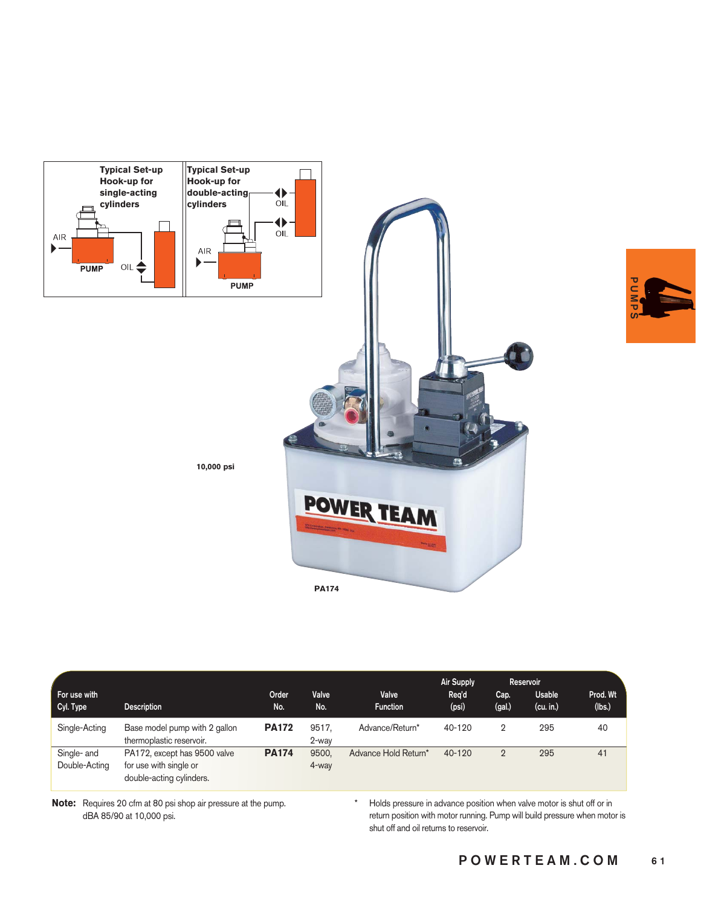Typical Set-up Hook-up for single-acting cylinders

AIR

PUMP

OIL

Typical Set-up Hook-up for double-acting cylinders

OIL

OIL

AIR

PUMP

10,000 psi

PA174

| For use with Cyl. Type | Description | Order No. | Valve No. | Valve Function | Air Supply Req'd (psi) | Reservoir Cap. (gal.) | Reservoir Usable (cu. in.) | Prod. Wt (lbs.) |
|---|---|---|---|---|---|---|---|---|
| Single-Acting | Base model pump with 2 gallon thermoplastic reservoir. | **PA172** | 9517, 2-way | Advance/Return* | 40-120 | 2 | 295 | 40 |
| Single- and Double-Acting | PA172, except has 9500 valve for use with single or double-acting cylinders. | **PA174** | 9500, 4-way | Advance Hold Return* | 40-120 | 2 | 295 | 41 |

**Note:** Requires 20 cfm at 80 psi shop air pressure at the pump. dBA 85/90 at 10,000 psi.

\* Holds pressure in advance position when valve motor is shut off or in return position with motor running. Pump will build pressure when motor is shut off and oil returns to reservoir.

POWERTEAM.COM